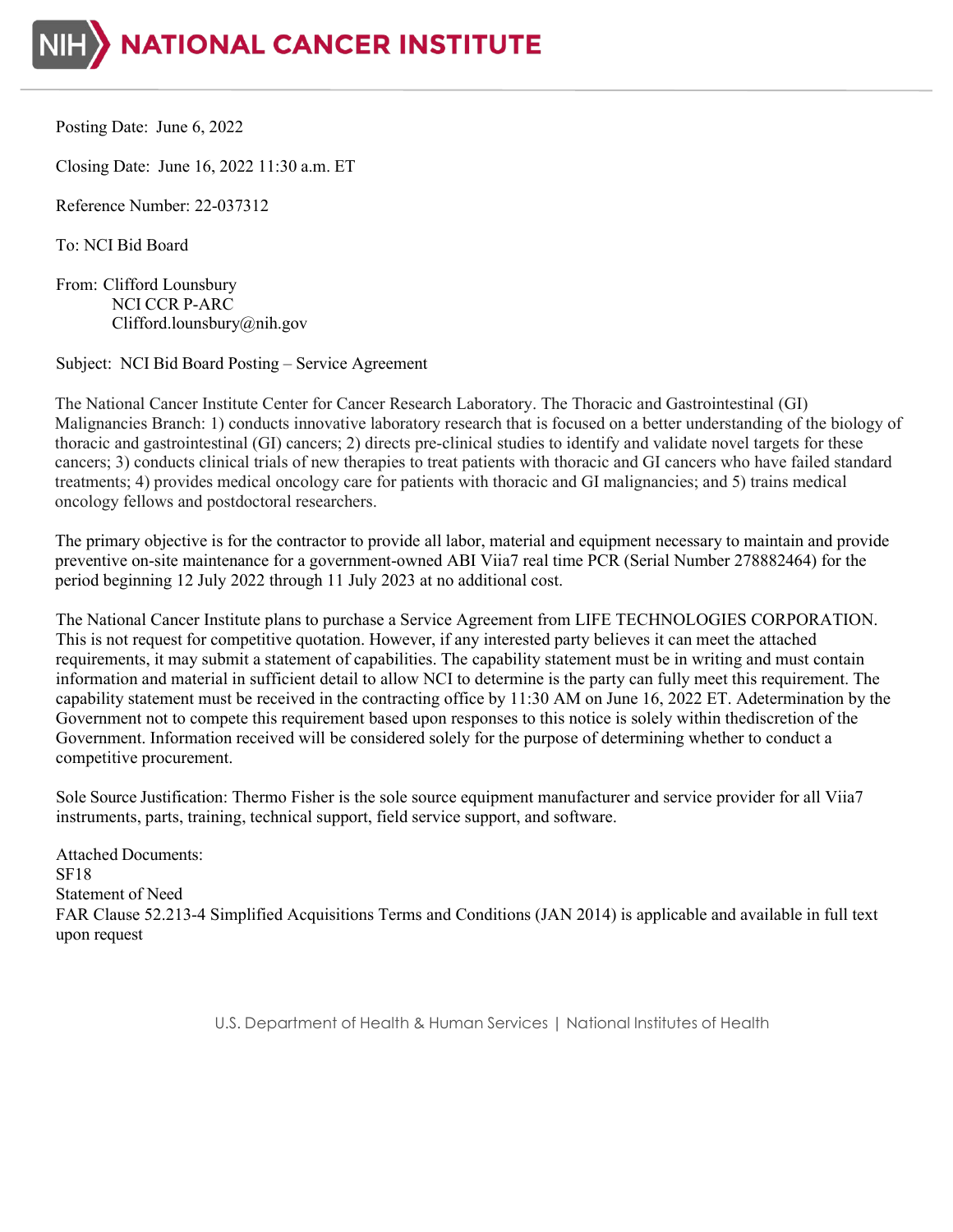# NATIONAL CANCER INSTITUTE

Posting Date: June 6, 2022

Closing Date: June 16, 2022 11:30 a.m. ET

Reference Number: 22-037312

To: NCI Bid Board

From: Clifford Lounsbury
NCI CCR P-ARC
Clifford.lounsbury@nih.gov

Subject: NCI Bid Board Posting – Service Agreement

The National Cancer Institute Center for Cancer Research Laboratory. The Thoracic and Gastrointestinal (GI) Malignancies Branch: 1) conducts innovative laboratory research that is focused on a better understanding of the biology of thoracic and gastrointestinal (GI) cancers; 2) directs pre-clinical studies to identify and validate novel targets for these cancers; 3) conducts clinical trials of new therapies to treat patients with thoracic and GI cancers who have failed standard treatments; 4) provides medical oncology care for patients with thoracic and GI malignancies; and 5) trains medical oncology fellows and postdoctoral researchers.

The primary objective is for the contractor to provide all labor, material and equipment necessary to maintain and provide preventive on-site maintenance for a government-owned ABI Viia7 real time PCR (Serial Number 278882464) for the period beginning 12 July 2022 through 11 July 2023 at no additional cost.

The National Cancer Institute plans to purchase a Service Agreement from LIFE TECHNOLOGIES CORPORATION. This is not request for competitive quotation. However, if any interested party believes it can meet the attached requirements, it may submit a statement of capabilities. The capability statement must be in writing and must contain information and material in sufficient detail to allow NCI to determine is the party can fully meet this requirement. The capability statement must be received in the contracting office by 11:30 AM on June 16, 2022 ET. Adetermination by the Government not to compete this requirement based upon responses to this notice is solely within thediscretion of the Government. Information received will be considered solely for the purpose of determining whether to conduct a competitive procurement.

Sole Source Justification: Thermo Fisher is the sole source equipment manufacturer and service provider for all Viia7 instruments, parts, training, technical support, field service support, and software.

Attached Documents:
SF18
Statement of Need
FAR Clause 52.213-4 Simplified Acquisitions Terms and Conditions (JAN 2014) is applicable and available in full text upon request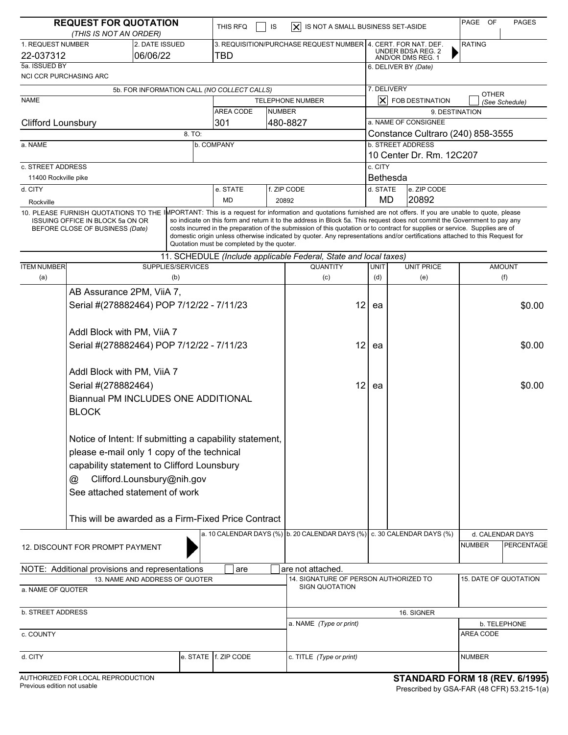# REQUEST FOR QUOTATION

*(THIS IS NOT AN ORDER)*

THIS RFQ ☐ IS ☒ IS NOT A SMALL BUSINESS SET-ASIDE

PAGE OF PAGES

| 1. REQUEST NUMBER | 2. DATE ISSUED | 3. REQUISITION/PURCHASE REQUEST NUMBER | 4. CERT. FOR NAT. DEF. UNDER BDSA REG. 2 AND/OR DMS REG. 1 | RATING |
|---|---|---|---|---|
| 22-037312 | 06/06/22 | TBD | | |

**5a. ISSUED BY**
NCI CCR PURCHASING ARC

**5b. FOR INFORMATION CALL** *(NO COLLECT CALLS)*

| NAME | AREA CODE | NUMBER |
|---|---|---|
| Clifford Lounsbury | 301 | 480-8827 |

**6. DELIVER BY** *(Date)*

**7. DELIVERY**
☒ FOB DESTINATION ☐ OTHER *(See Schedule)*

**8. TO:**

| a. NAME | b. COMPANY |
|---|---|
| | |

c. STREET ADDRESS: 11400 Rockville pike

| d. CITY | e. STATE | f. ZIP CODE |
|---|---|---|
| Rockville | MD | 20892 |

**9. DESTINATION**

a. NAME OF CONSIGNEE: Constance Cultraro (240) 858-3555

b. STREET ADDRESS: 10 Center Dr. Rm. 12C207

c. CITY: Bethesda

| d. STATE | e. ZIP CODE |
|---|---|
| MD | 20892 |

10. PLEASE FURNISH QUOTATIONS TO THE ISSUING OFFICE IN BLOCK 5a ON OR BEFORE CLOSE OF BUSINESS *(Date)*

IMPORTANT: This is a request for information and quotations furnished are not offers. If you are unable to quote, please so indicate on this form and return it to the address in Block 5a. This request does not commit the Government to pay any costs incurred in the preparation of the submission of this quotation or to contract for supplies or service. Supplies are of domestic origin unless otherwise indicated by quoter. Any representations and/or certifications attached to this Request for Quotation must be completed by the quoter.

## 11. SCHEDULE *(Include applicable Federal, State and local taxes)*

| ITEM NUMBER (a) | SUPPLIES/SERVICES (b) | QUANTITY (c) | UNIT (d) | UNIT PRICE (e) | AMOUNT (f) |
|---|---|---|---|---|---|
| | AB Assurance 2PM, ViiA 7, Serial #(278882464) POP 7/12/22 - 7/11/23 | 12 | ea | | $0.00 |
| | Addl Block with PM, ViiA 7 Serial #(278882464) POP 7/12/22 - 7/11/23 | 12 | ea | | $0.00 |
| | Addl Block with PM, ViiA 7 Serial #(278882464) Biannual PM INCLUDES ONE ADDITIONAL BLOCK | 12 | ea | | $0.00 |

Notice of Intent: If submitting a capability statement, please e-mail only 1 copy of the technical capability statement to Clifford Lounsbury @ Clifford.Lounsbury@nih.gov

See attached statement of work

This will be awarded as a Firm-Fixed Price Contract

| 12. DISCOUNT FOR PROMPT PAYMENT | a. 10 CALENDAR DAYS (%) | b. 20 CALENDAR DAYS (%) | c. 30 CALENDAR DAYS (%) | d. CALENDAR DAYS NUMBER | d. CALENDAR DAYS PERCENTAGE |
|---|---|---|---|---|---|
| | | | | | |

NOTE: Additional provisions and representations ☐ are ☐ are not attached.

**13. NAME AND ADDRESS OF QUOTER**

a. NAME OF QUOTER

b. STREET ADDRESS

c. COUNTY

| d. CITY | e. STATE | f. ZIP CODE |
|---|---|---|
| | | |

**14. SIGNATURE OF PERSON AUTHORIZED TO SIGN QUOTATION**

**15. DATE OF QUOTATION**

**16. SIGNER**

| a. NAME *(Type or print)* | b. TELEPHONE AREA CODE |
|---|---|
| | |
| c. TITLE *(Type or print)* | NUMBER |
| | |

AUTHORIZED FOR LOCAL REPRODUCTION
Previous edition not usable

**STANDARD FORM 18 (REV. 6/1995)**
Prescribed by GSA-FAR (48 CFR) 53.215-1(a)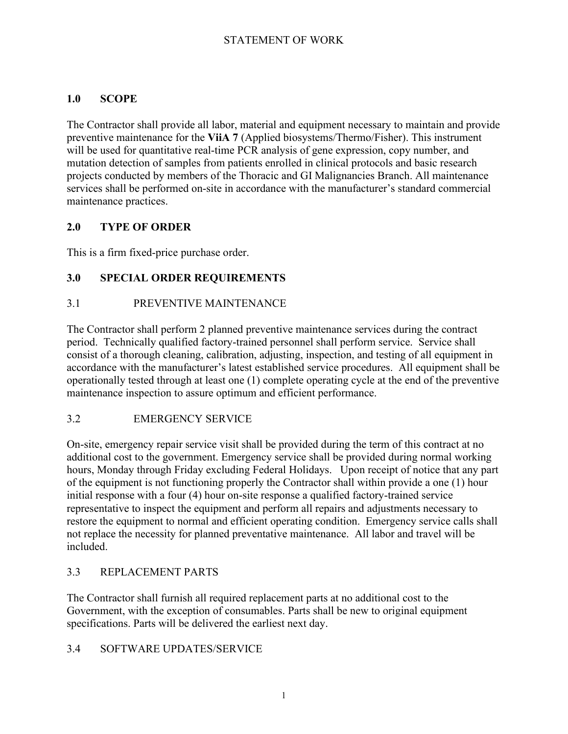STATEMENT OF WORK

## 1.0 SCOPE

The Contractor shall provide all labor, material and equipment necessary to maintain and provide preventive maintenance for the **ViiA 7** (Applied biosystems/Thermo/Fisher). This instrument will be used for quantitative real-time PCR analysis of gene expression, copy number, and mutation detection of samples from patients enrolled in clinical protocols and basic research projects conducted by members of the Thoracic and GI Malignancies Branch. All maintenance services shall be performed on-site in accordance with the manufacturer's standard commercial maintenance practices.

## 2.0 TYPE OF ORDER

This is a firm fixed-price purchase order.

## 3.0 SPECIAL ORDER REQUIREMENTS

### 3.1 PREVENTIVE MAINTENANCE

The Contractor shall perform 2 planned preventive maintenance services during the contract period. Technically qualified factory-trained personnel shall perform service. Service shall consist of a thorough cleaning, calibration, adjusting, inspection, and testing of all equipment in accordance with the manufacturer's latest established service procedures. All equipment shall be operationally tested through at least one (1) complete operating cycle at the end of the preventive maintenance inspection to assure optimum and efficient performance.

### 3.2 EMERGENCY SERVICE

On-site, emergency repair service visit shall be provided during the term of this contract at no additional cost to the government. Emergency service shall be provided during normal working hours, Monday through Friday excluding Federal Holidays. Upon receipt of notice that any part of the equipment is not functioning properly the Contractor shall within provide a one (1) hour initial response with a four (4) hour on-site response a qualified factory-trained service representative to inspect the equipment and perform all repairs and adjustments necessary to restore the equipment to normal and efficient operating condition. Emergency service calls shall not replace the necessity for planned preventative maintenance. All labor and travel will be included.

### 3.3 REPLACEMENT PARTS

The Contractor shall furnish all required replacement parts at no additional cost to the Government, with the exception of consumables. Parts shall be new to original equipment specifications. Parts will be delivered the earliest next day.

### 3.4 SOFTWARE UPDATES/SERVICE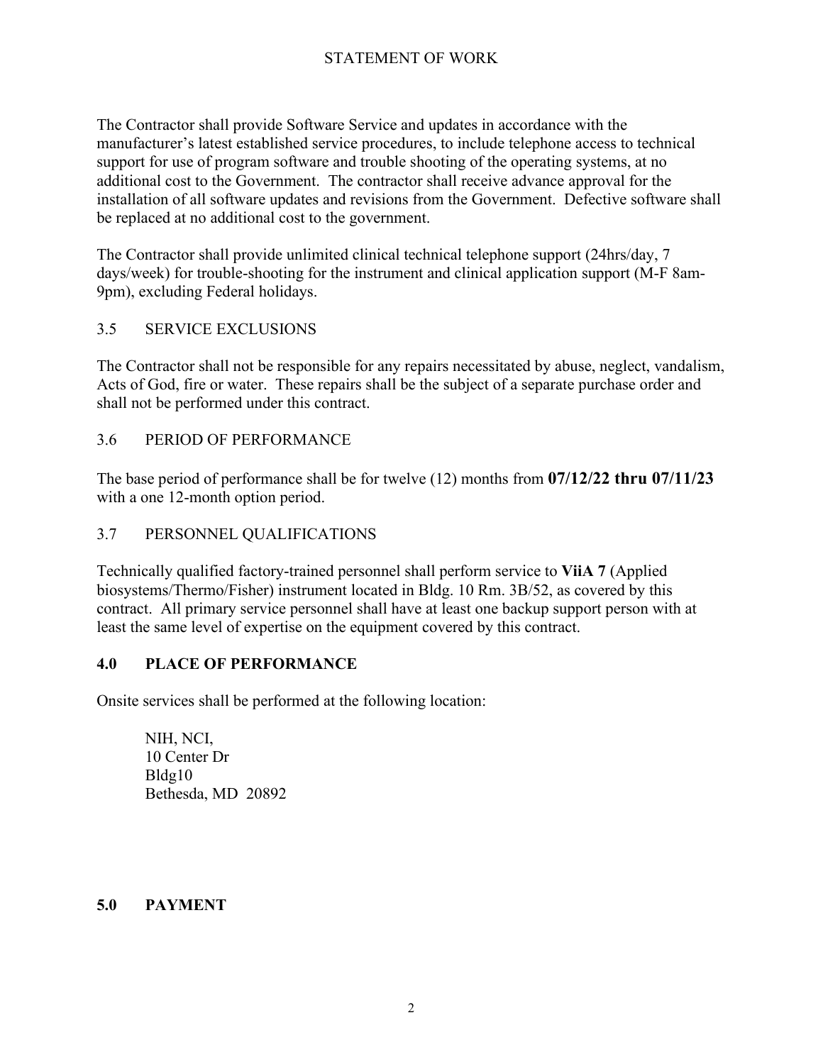The Contractor shall provide Software Service and updates in accordance with the manufacturer's latest established service procedures, to include telephone access to technical support for use of program software and trouble shooting of the operating systems, at no additional cost to the Government. The contractor shall receive advance approval for the installation of all software updates and revisions from the Government. Defective software shall be replaced at no additional cost to the government.

The Contractor shall provide unlimited clinical technical telephone support (24hrs/day, 7 days/week) for trouble-shooting for the instrument and clinical application support (M-F 8am-9pm), excluding Federal holidays.

### 3.5 SERVICE EXCLUSIONS

The Contractor shall not be responsible for any repairs necessitated by abuse, neglect, vandalism, Acts of God, fire or water. These repairs shall be the subject of a separate purchase order and shall not be performed under this contract.

### 3.6 PERIOD OF PERFORMANCE

The base period of performance shall be for twelve (12) months from **07/12/22 thru 07/11/23** with a one 12-month option period.

### 3.7 PERSONNEL QUALIFICATIONS

Technically qualified factory-trained personnel shall perform service to **ViiA 7** (Applied biosystems/Thermo/Fisher) instrument located in Bldg. 10 Rm. 3B/52, as covered by this contract. All primary service personnel shall have at least one backup support person with at least the same level of expertise on the equipment covered by this contract.

## 4.0 PLACE OF PERFORMANCE

Onsite services shall be performed at the following location:

NIH, NCI,
10 Center Dr
Bldg10
Bethesda, MD 20892

## 5.0 PAYMENT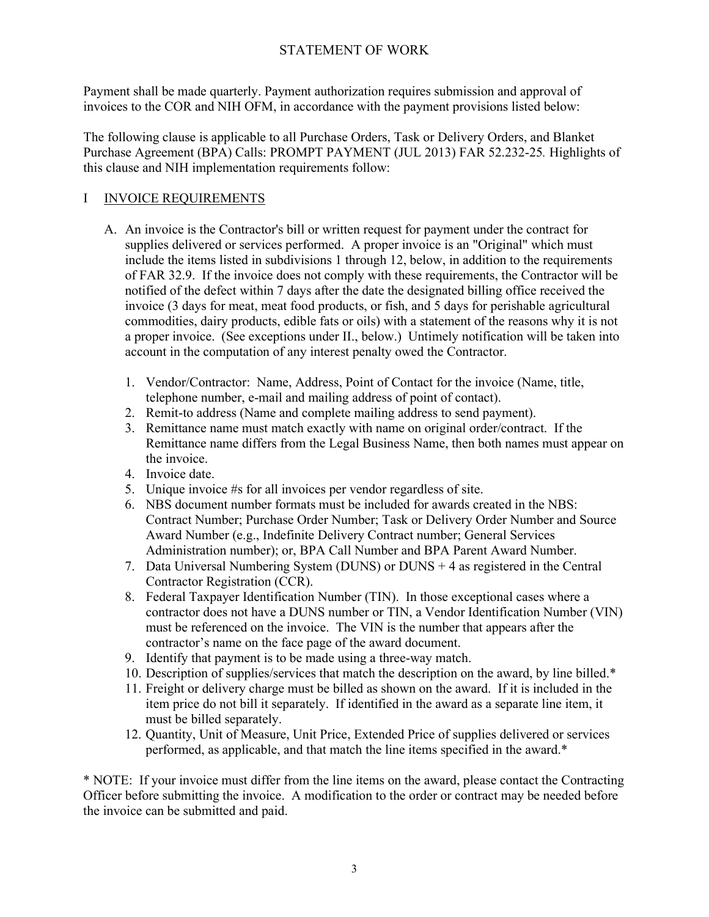# STATEMENT OF WORK

Payment shall be made quarterly. Payment authorization requires submission and approval of invoices to the COR and NIH OFM, in accordance with the payment provisions listed below:

The following clause is applicable to all Purchase Orders, Task or Delivery Orders, and Blanket Purchase Agreement (BPA) Calls: PROMPT PAYMENT (JUL 2013) FAR 52.232-25. Highlights of this clause and NIH implementation requirements follow:

## I <u>INVOICE REQUIREMENTS</u>

A. An invoice is the Contractor's bill or written request for payment under the contract for supplies delivered or services performed. A proper invoice is an "Original" which must include the items listed in subdivisions 1 through 12, below, in addition to the requirements of FAR 32.9. If the invoice does not comply with these requirements, the Contractor will be notified of the defect within 7 days after the date the designated billing office received the invoice (3 days for meat, meat food products, or fish, and 5 days for perishable agricultural commodities, dairy products, edible fats or oils) with a statement of the reasons why it is not a proper invoice. (See exceptions under II., below.) Untimely notification will be taken into account in the computation of any interest penalty owed the Contractor.

1. Vendor/Contractor: Name, Address, Point of Contact for the invoice (Name, title, telephone number, e-mail and mailing address of point of contact).
2. Remit-to address (Name and complete mailing address to send payment).
3. Remittance name must match exactly with name on original order/contract. If the Remittance name differs from the Legal Business Name, then both names must appear on the invoice.
4. Invoice date.
5. Unique invoice #s for all invoices per vendor regardless of site.
6. NBS document number formats must be included for awards created in the NBS: Contract Number; Purchase Order Number; Task or Delivery Order Number and Source Award Number (e.g., Indefinite Delivery Contract number; General Services Administration number); or, BPA Call Number and BPA Parent Award Number.
7. Data Universal Numbering System (DUNS) or DUNS + 4 as registered in the Central Contractor Registration (CCR).
8. Federal Taxpayer Identification Number (TIN). In those exceptional cases where a contractor does not have a DUNS number or TIN, a Vendor Identification Number (VIN) must be referenced on the invoice. The VIN is the number that appears after the contractor's name on the face page of the award document.
9. Identify that payment is to be made using a three-way match.
10. Description of supplies/services that match the description on the award, by line billed.*
11. Freight or delivery charge must be billed as shown on the award. If it is included in the item price do not bill it separately. If identified in the award as a separate line item, it must be billed separately.
12. Quantity, Unit of Measure, Unit Price, Extended Price of supplies delivered or services performed, as applicable, and that match the line items specified in the award.*

\* NOTE: If your invoice must differ from the line items on the award, please contact the Contracting Officer before submitting the invoice. A modification to the order or contract may be needed before the invoice can be submitted and paid.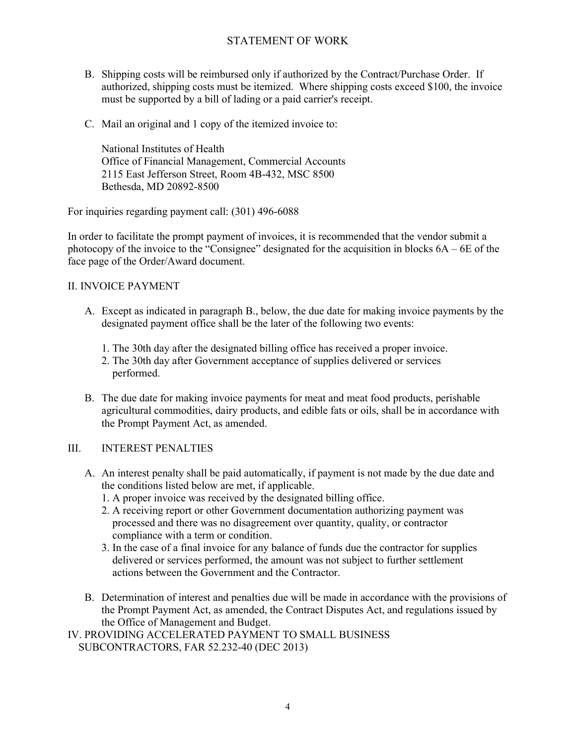B. Shipping costs will be reimbursed only if authorized by the Contract/Purchase Order. If authorized, shipping costs must be itemized. Where shipping costs exceed $100, the invoice must be supported by a bill of lading or a paid carrier's receipt.

C. Mail an original and 1 copy of the itemized invoice to:

National Institutes of Health
Office of Financial Management, Commercial Accounts
2115 East Jefferson Street, Room 4B-432, MSC 8500
Bethesda, MD 20892-8500

For inquiries regarding payment call: (301) 496-6088

In order to facilitate the prompt payment of invoices, it is recommended that the vendor submit a photocopy of the invoice to the "Consignee" designated for the acquisition in blocks 6A – 6E of the face page of the Order/Award document.

## II. INVOICE PAYMENT

A. Except as indicated in paragraph B., below, the due date for making invoice payments by the designated payment office shall be the later of the following two events:

1. The 30th day after the designated billing office has received a proper invoice.
2. The 30th day after Government acceptance of supplies delivered or services performed.

B. The due date for making invoice payments for meat and meat food products, perishable agricultural commodities, dairy products, and edible fats or oils, shall be in accordance with the Prompt Payment Act, as amended.

## III. INTEREST PENALTIES

A. An interest penalty shall be paid automatically, if payment is not made by the due date and the conditions listed below are met, if applicable.

1. A proper invoice was received by the designated billing office.
2. A receiving report or other Government documentation authorizing payment was processed and there was no disagreement over quantity, quality, or contractor compliance with a term or condition.
3. In the case of a final invoice for any balance of funds due the contractor for supplies delivered or services performed, the amount was not subject to further settlement actions between the Government and the Contractor.

B. Determination of interest and penalties due will be made in accordance with the provisions of the Prompt Payment Act, as amended, the Contract Disputes Act, and regulations issued by the Office of Management and Budget.

## IV. PROVIDING ACCELERATED PAYMENT TO SMALL BUSINESS SUBCONTRACTORS, FAR 52.232-40 (DEC 2013)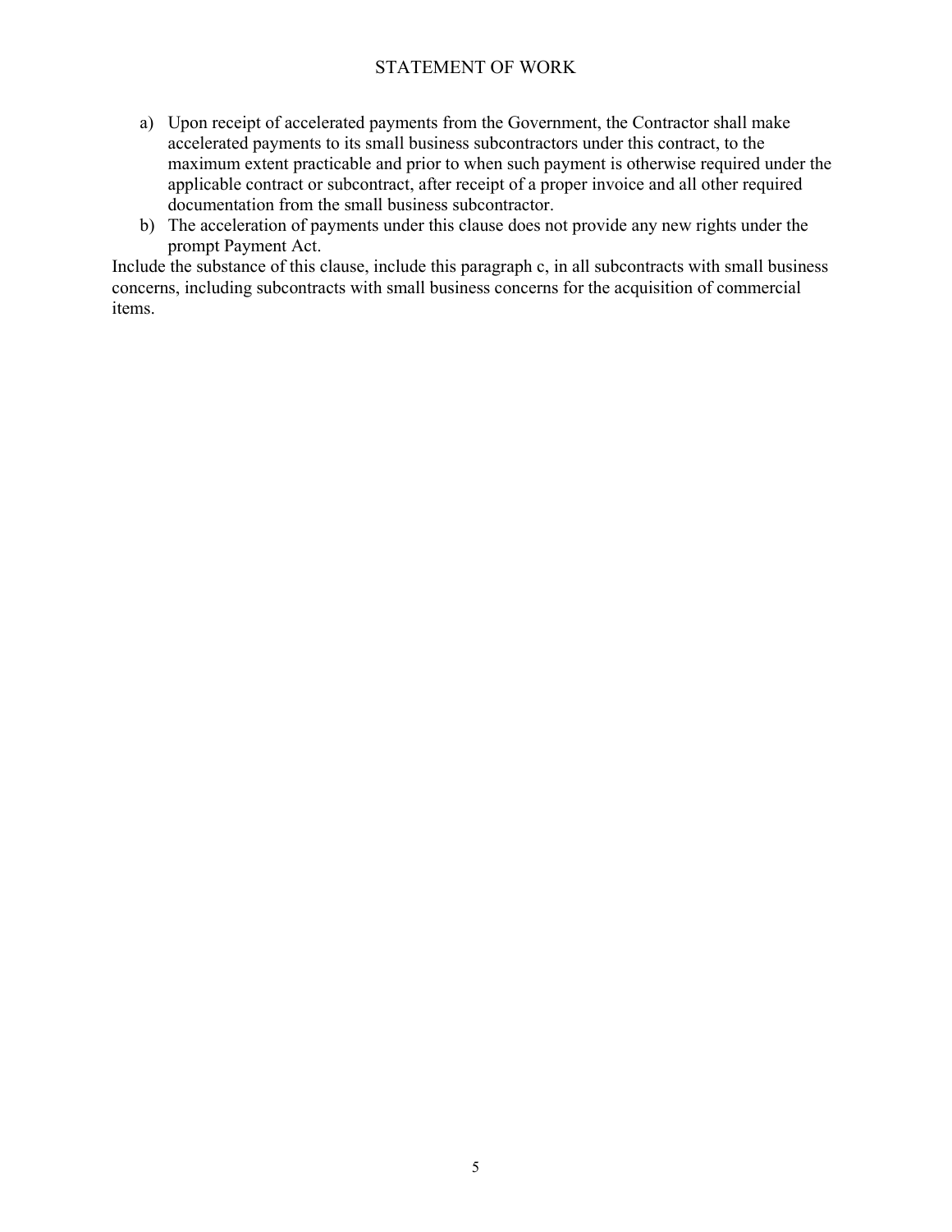a) Upon receipt of accelerated payments from the Government, the Contractor shall make accelerated payments to its small business subcontractors under this contract, to the maximum extent practicable and prior to when such payment is otherwise required under the applicable contract or subcontract, after receipt of a proper invoice and all other required documentation from the small business subcontractor.
b) The acceleration of payments under this clause does not provide any new rights under the prompt Payment Act.

Include the substance of this clause, include this paragraph c, in all subcontracts with small business concerns, including subcontracts with small business concerns for the acquisition of commercial items.